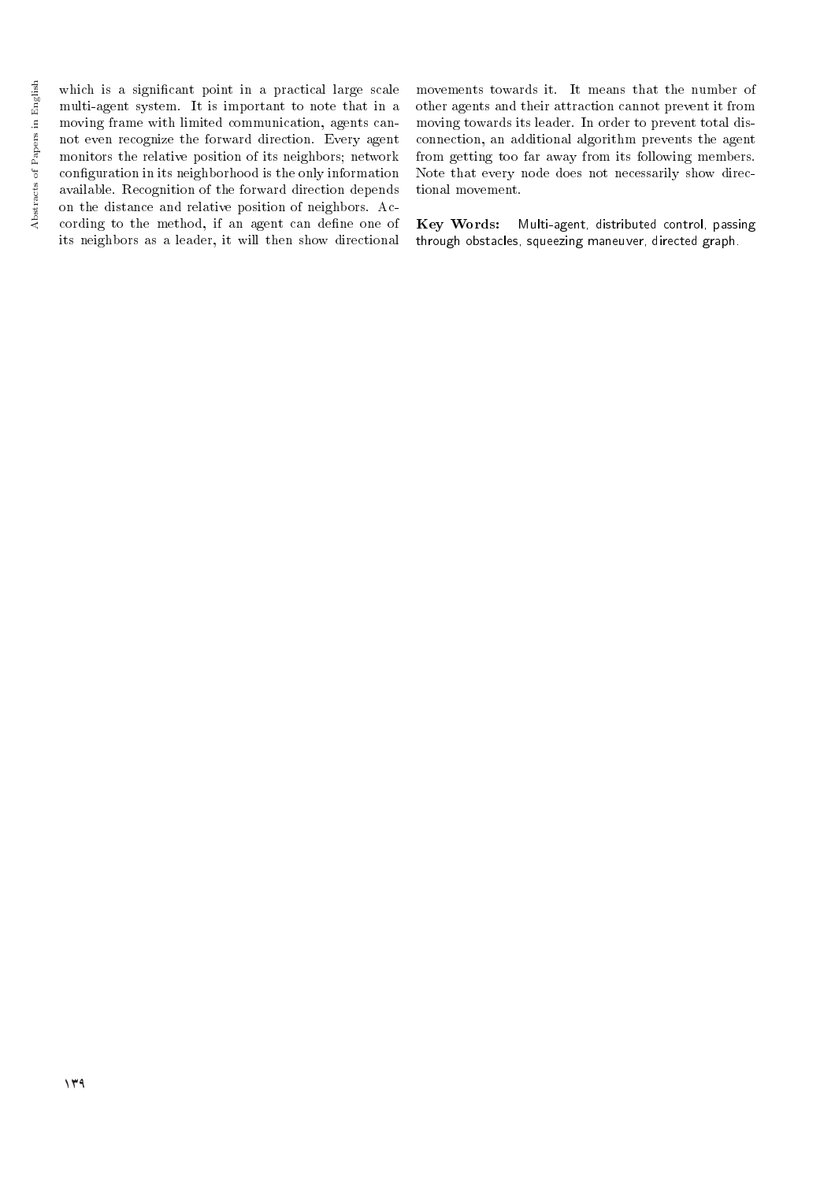which is a significant point in a practical large scale multi-agent system. It is important to note that in a moving frame with limited communication, agents cannot even recognize the forward direction. Every agent monitors the relative position of its neighbors; network configuration in its neighborhood is the only information available. Recognition of the forward direction depends on the distance and relative position of neighbors. According to the method, if an agent can define one of its neighbors as a leader, it will then show directional movements towards it. It means that the number of other agents and their attraction cannot prevent it from moving towards its leader. In order to prevent total disconnection, an additional algorithm prevents the agent from getting too far away from its following members. Note that every node does not necessarily show directional movement.

**Key Words:** Multi-agent, distributed control, passing through obstacles, squeezing maneuver, directed graph.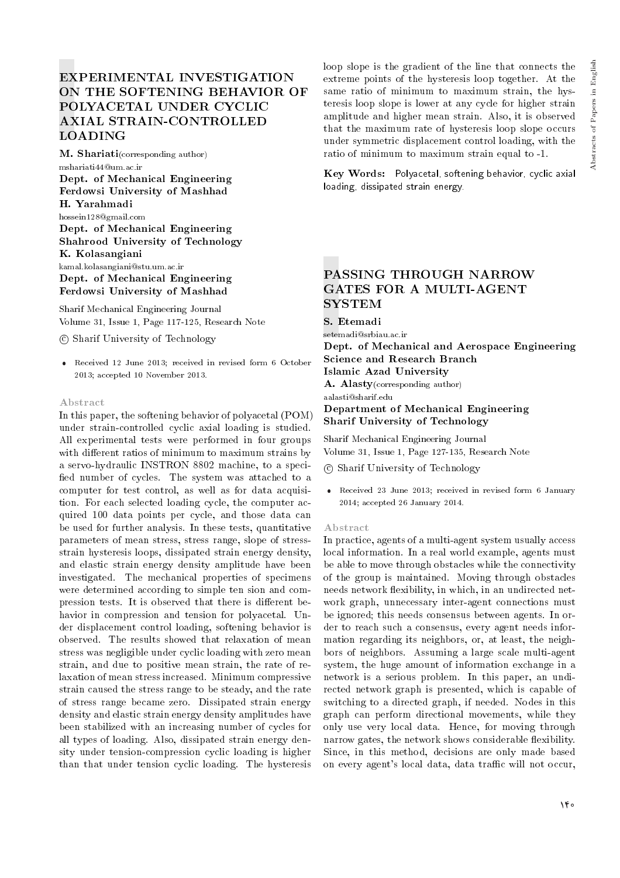# EXPERIMENTAL INVESTIGATION ON THE SOFTENING BEHAVIOR OF POLYACETAL UNDER CYCLIC AXIAL STRAIN-CONTROLLED LOADING

**M. Shariati**(corresponding author)
mshariati44@um.ac.ir
**Dept. of Mechanical Engineering**
**Ferdowsi University of Mashhad**
**H. Yarahmadi**
hossein128@gmail.com
**Dept. of Mechanical Engineering**
**Shahrood University of Technology**
**K. Kolasangiani**
kamal.kolasangiani@stu.um.ac.ir
**Dept. of Mechanical Engineering**
**Ferdowsi University of Mashhad**

Sharif Mechanical Engineering Journal
Volume 31, Issue 1, Page 117-125, Research Note

© Sharif University of Technology

- Received 12 June 2013; received in revised form 6 October 2013; accepted 10 November 2013.

### Abstract

In this paper, the softening behavior of polyacetal (POM) under strain-controlled cyclic axial loading is studied. All experimental tests were performed in four groups with different ratios of minimum to maximum strains by a servo-hydraulic INSTRON 8802 machine, to a specified number of cycles. The system was attached to a computer for test control, as well as for data acquisition. For each selected loading cycle, the computer acquired 100 data points per cycle, and those data can be used for further analysis. In these tests, quantitative parameters of mean stress, stress range, slope of stress-strain hysteresis loops, dissipated strain energy density, and elastic strain energy density amplitude have been investigated. The mechanical properties of specimens were determined according to simple ten sion and compression tests. It is observed that there is different behavior in compression and tension for polyacetal. Under displacement control loading, softening behavior is observed. The results showed that relaxation of mean stress was negligible under cyclic loading with zero mean strain, and due to positive mean strain, the rate of relaxation of mean stress increased. Minimum compressive strain caused the stress range to be steady, and the rate of stress range became zero. Dissipated strain energy density and elastic strain energy density amplitudes have been stabilized with an increasing number of cycles for all types of loading. Also, dissipated strain energy density under tension-compression cyclic loading is higher than that under tension cyclic loading. The hysteresis loop slope is the gradient of the line that connects the extreme points of the hysteresis loop together. At the same ratio of minimum to maximum strain, the hysteresis loop slope is lower at any cycle for higher strain amplitude and higher mean strain. Also, it is observed that the maximum rate of hysteresis loop slope occurs under symmetric displacement control loading, with the ratio of minimum to maximum strain equal to -1.

**Key Words:** Polyacetal, softening behavior, cyclic axial loading, dissipated strain energy.

# PASSING THROUGH NARROW GATES FOR A MULTI-AGENT SYSTEM

**S. Etemadi**
setemadi@srbiau.ac.ir
**Dept. of Mechanical and Aerospace Engineering**
**Science and Research Branch**
**Islamic Azad University**
**A. Alasty**(corresponding author)
aalasti@sharif.edu
**Department of Mechanical Engineering**
**Sharif University of Technology**

Sharif Mechanical Engineering Journal
Volume 31, Issue 1, Page 127-135, Research Note

© Sharif University of Technology

- Received 23 June 2013; received in revised form 6 January 2014; accepted 26 January 2014.

### Abstract

In practice, agents of a multi-agent system usually access local information. In a real world example, agents must be able to move through obstacles while the connectivity of the group is maintained. Moving through obstacles needs network flexibility, in which, in an undirected network graph, unnecessary inter-agent connections must be ignored; this needs consensus between agents. In order to reach such a consensus, every agent needs information regarding its neighbors, or, at least, the neighbors of neighbors. Assuming a large scale multi-agent system, the huge amount of information exchange in a network is a serious problem. In this paper, an undirected network graph is presented, which is capable of switching to a directed graph, if needed. Nodes in this graph can perform directional movements, while they only use very local data. Hence, for moving through narrow gates, the network shows considerable flexibility. Since, in this method, decisions are only made based on every agent's local data, data traffic will not occur,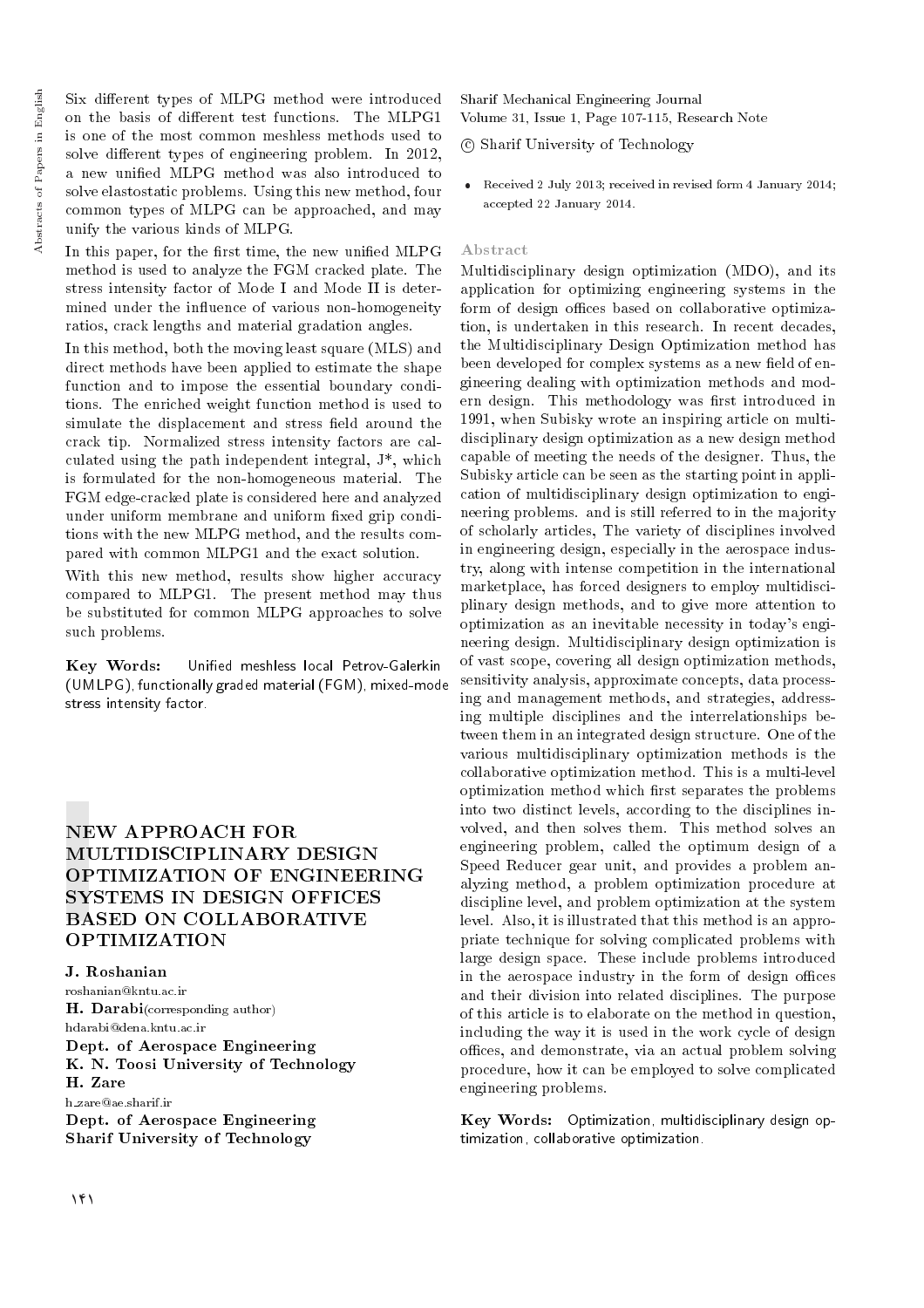Six different types of MLPG method were introduced on the basis of different test functions. The MLPG1 is one of the most common meshless methods used to solve different types of engineering problem. In 2012, a new unified MLPG method was also introduced to solve elastostatic problems. Using this new method, four common types of MLPG can be approached, and may unify the various kinds of MLPG.

In this paper, for the first time, the new unified MLPG method is used to analyze the FGM cracked plate. The stress intensity factor of Mode I and Mode II is determined under the influence of various non-homogeneity ratios, crack lengths and material gradation angles.

In this method, both the moving least square (MLS) and direct methods have been applied to estimate the shape function and to impose the essential boundary conditions. The enriched weight function method is used to simulate the displacement and stress field around the crack tip. Normalized stress intensity factors are calculated using the path independent integral, J*, which is formulated for the non-homogeneous material. The FGM edge-cracked plate is considered here and analyzed under uniform membrane and uniform fixed grip conditions with the new MLPG method, and the results compared with common MLPG1 and the exact solution.

With this new method, results show higher accuracy compared to MLPG1. The present method may thus be substituted for common MLPG approaches to solve such problems.

**Key Words:** Unified meshless local Petrov-Galerkin (UMLPG), functionally graded material (FGM), mixed-mode stress intensity factor.

# NEW APPROACH FOR MULTIDISCIPLINARY DESIGN OPTIMIZATION OF ENGINEERING SYSTEMS IN DESIGN OFFICES BASED ON COLLABORATIVE OPTIMIZATION

**J. Roshanian**
roshanian@kntu.ac.ir
**H. Darabi**(corresponding author)
hdarabi@dena.kntu.ac.ir
**Dept. of Aerospace Engineering**
**K. N. Toosi University of Technology**
**H. Zare**
h_zare@ae.sharif.ir
**Dept. of Aerospace Engineering**
**Sharif University of Technology**

Sharif Mechanical Engineering Journal
Volume 31, Issue 1, Page 107-115, Research Note
© Sharif University of Technology

- Received 2 July 2013; received in revised form 4 January 2014; accepted 22 January 2014.

## Abstract

Multidisciplinary design optimization (MDO), and its application for optimizing engineering systems in the form of design offices based on collaborative optimization, is undertaken in this research. In recent decades, the Multidisciplinary Design Optimization method has been developed for complex systems as a new field of engineering dealing with optimization methods and modern design. This methodology was first introduced in 1991, when Subisky wrote an inspiring article on multidisciplinary design optimization as a new design method capable of meeting the needs of the designer. Thus, the Subisky article can be seen as the starting point in application of multidisciplinary design optimization to engineering problems. and is still referred to in the majority of scholarly articles, The variety of disciplines involved in engineering design, especially in the aerospace industry, along with intense competition in the international marketplace, has forced designers to employ multidisciplinary design methods, and to give more attention to optimization as an inevitable necessity in today's engineering design. Multidisciplinary design optimization is of vast scope, covering all design optimization methods, sensitivity analysis, approximate concepts, data processing and management methods, and strategies, addressing multiple disciplines and the interrelationships between them in an integrated design structure. One of the various multidisciplinary optimization methods is the collaborative optimization method. This is a multi-level optimization method which first separates the problems into two distinct levels, according to the disciplines involved, and then solves them. This method solves an engineering problem, called the optimum design of a Speed Reducer gear unit, and provides a problem analyzing method, a problem optimization procedure at discipline level, and problem optimization at the system level. Also, it is illustrated that this method is an appropriate technique for solving complicated problems with large design space. These include problems introduced in the aerospace industry in the form of design offices and their division into related disciplines. The purpose of this article is to elaborate on the method in question, including the way it is used in the work cycle of design offices, and demonstrate, via an actual problem solving procedure, how it can be employed to solve complicated engineering problems.

**Key Words:** Optimization, multidisciplinary design optimization, collaborative optimization.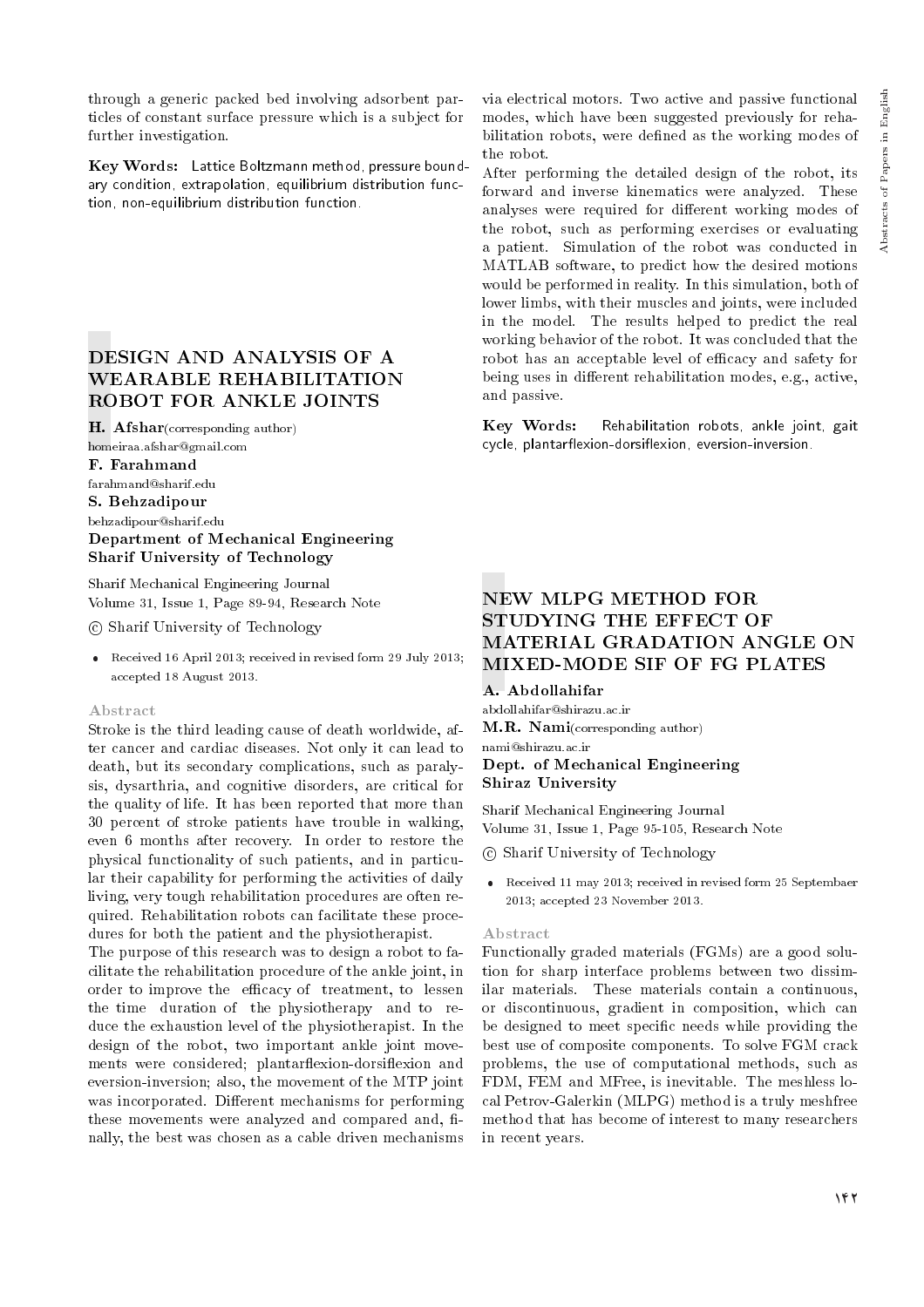through a generic packed bed involving adsorbent particles of constant surface pressure which is a subject for further investigation.

**Key Words:** Lattice Boltzmann method, pressure boundary condition, extrapolation, equilibrium distribution function, non-equilibrium distribution function.

# DESIGN AND ANALYSIS OF A WEARABLE REHABILITATION ROBOT FOR ANKLE JOINTS

**H. Afshar**(corresponding author)
homeiraa.afshar@gmail.com
**F. Farahmand**
farahmand@sharif.edu
**S. Behzadipour**
behzadipour@sharif.edu
**Department of Mechanical Engineering**
**Sharif University of Technology**

Sharif Mechanical Engineering Journal
Volume 31, Issue 1, Page 89-94, Research Note
© Sharif University of Technology

- Received 16 April 2013; received in revised form 29 July 2013; accepted 18 August 2013.

### Abstract

Stroke is the third leading cause of death worldwide, after cancer and cardiac diseases. Not only it can lead to death, but its secondary complications, such as paralysis, dysarthria, and cognitive disorders, are critical for the quality of life. It has been reported that more than 30 percent of stroke patients have trouble in walking, even 6 months after recovery. In order to restore the physical functionality of such patients, and in particular their capability for performing the activities of daily living, very tough rehabilitation procedures are often required. Rehabilitation robots can facilitate these procedures for both the patient and the physiotherapist.

The purpose of this research was to design a robot to facilitate the rehabilitation procedure of the ankle joint, in order to improve the efficacy of treatment, to lessen the time duration of the physiotherapy and to reduce the exhaustion level of the physiotherapist. In the design of the robot, two important ankle joint movements were considered; plantarflexion-dorsiflexion and eversion-inversion; also, the movement of the MTP joint was incorporated. Different mechanisms for performing these movements were analyzed and compared and, finally, the best was chosen as a cable driven mechanisms via electrical motors. Two active and passive functional modes, which have been suggested previously for rehabilitation robots, were defined as the working modes of the robot.

After performing the detailed design of the robot, its forward and inverse kinematics were analyzed. These analyses were required for different working modes of the robot, such as performing exercises or evaluating a patient. Simulation of the robot was conducted in MATLAB software, to predict how the desired motions would be performed in reality. In this simulation, both of lower limbs, with their muscles and joints, were included in the model. The results helped to predict the real working behavior of the robot. It was concluded that the robot has an acceptable level of efficacy and safety for being uses in different rehabilitation modes, e.g., active, and passive.

**Key Words:** Rehabilitation robots, ankle joint, gait cycle, plantarflexion-dorsiflexion, eversion-inversion.

# NEW MLPG METHOD FOR STUDYING THE EFFECT OF MATERIAL GRADATION ANGLE ON MIXED-MODE SIF OF FG PLATES

**A. Abdollahifar**
abdollahifar@shirazu.ac.ir
**M.R. Nami**(corresponding author)
nami@shirazu.ac.ir
**Dept. of Mechanical Engineering**
**Shiraz University**

Sharif Mechanical Engineering Journal
Volume 31, Issue 1, Page 95-105, Research Note
© Sharif University of Technology

- Received 11 may 2013; received in revised form 25 Septembaer 2013; accepted 23 November 2013.

### Abstract

Functionally graded materials (FGMs) are a good solution for sharp interface problems between two dissimilar materials. These materials contain a continuous, or discontinuous, gradient in composition, which can be designed to meet specific needs while providing the best use of composite components. To solve FGM crack problems, the use of computational methods, such as FDM, FEM and MFree, is inevitable. The meshless local Petrov-Galerkin (MLPG) method is a truly meshfree method that has become of interest to many researchers in recent years.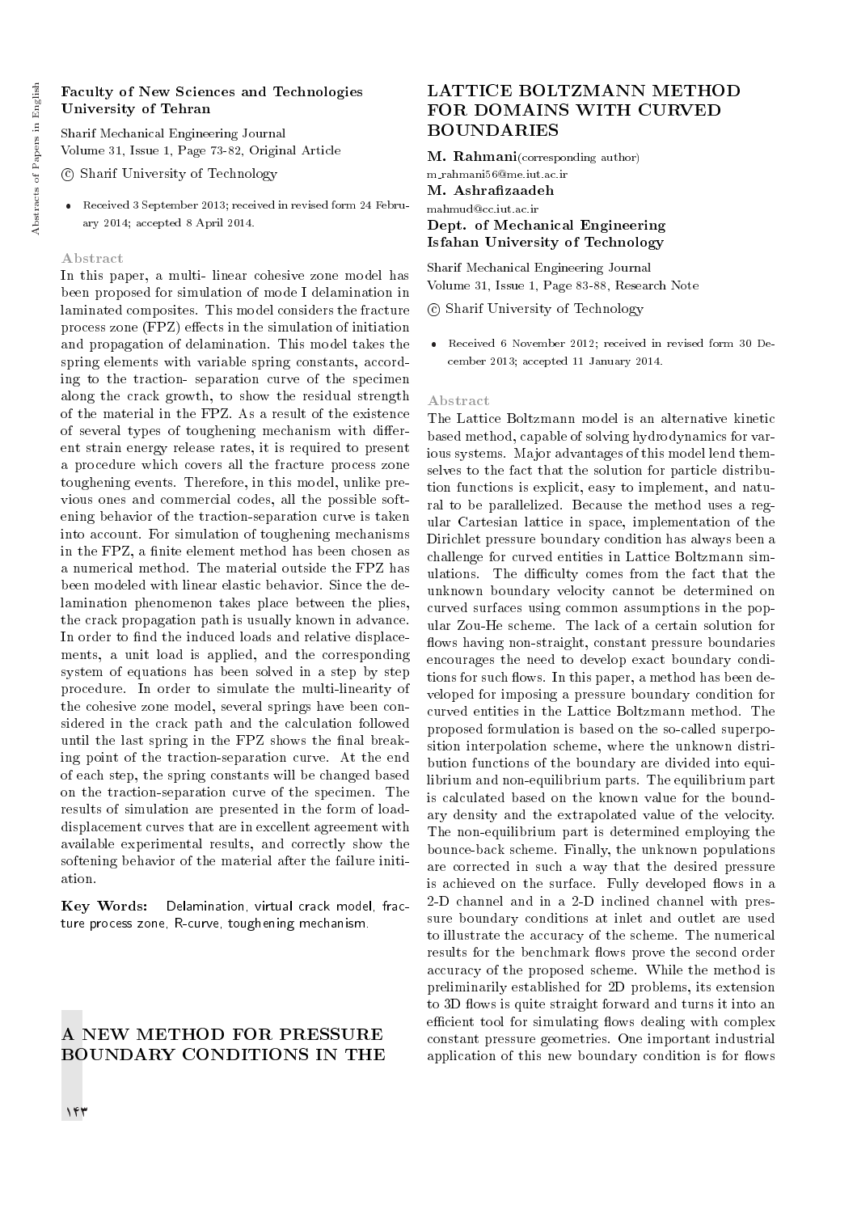**Faculty of New Sciences and Technologies**
**University of Tehran**

Sharif Mechanical Engineering Journal
Volume 31, Issue 1, Page 73-82, Original Article

© Sharif University of Technology

- Received 3 September 2013; received in revised form 24 February 2014; accepted 8 April 2014.

### Abstract

In this paper, a multi- linear cohesive zone model has been proposed for simulation of mode I delamination in laminated composites. This model considers the fracture process zone (FPZ) effects in the simulation of initiation and propagation of delamination. This model takes the spring elements with variable spring constants, according to the traction- separation curve of the specimen along the crack growth, to show the residual strength of the material in the FPZ. As a result of the existence of several types of toughening mechanism with different strain energy release rates, it is required to present a procedure which covers all the fracture process zone toughening events. Therefore, in this model, unlike previous ones and commercial codes, all the possible softening behavior of the traction-separation curve is taken into account. For simulation of toughening mechanisms in the FPZ, a finite element method has been chosen as a numerical method. The material outside the FPZ has been modeled with linear elastic behavior. Since the delamination phenomenon takes place between the plies, the crack propagation path is usually known in advance. In order to find the induced loads and relative displacements, a unit load is applied, and the corresponding system of equations has been solved in a step by step procedure. In order to simulate the multi-linearity of the cohesive zone model, several springs have been considered in the crack path and the calculation followed until the last spring in the FPZ shows the final breaking point of the traction-separation curve. At the end of each step, the spring constants will be changed based on the traction-separation curve of the specimen. The results of simulation are presented in the form of load-displacement curves that are in excellent agreement with available experimental results, and correctly show the softening behavior of the material after the failure initiation.

**Key Words:** Delamination, virtual crack model, fracture process zone, R-curve, toughening mechanism.

## A NEW METHOD FOR PRESSURE BOUNDARY CONDITIONS IN THE LATTICE BOLTZMANN METHOD FOR DOMAINS WITH CURVED BOUNDARIES

**M. Rahmani** (corresponding author)
m_rahmani56@me.iut.ac.ir
**M. Ashrafizaadeh**
mahmud@cc.iut.ac.ir
**Dept. of Mechanical Engineering**
**Isfahan University of Technology**

Sharif Mechanical Engineering Journal
Volume 31, Issue 1, Page 83-88, Research Note

© Sharif University of Technology

- Received 6 November 2012; received in revised form 30 December 2013; accepted 11 January 2014.

### Abstract

The Lattice Boltzmann model is an alternative kinetic based method, capable of solving hydrodynamics for various systems. Major advantages of this model lend themselves to the fact that the solution for particle distribution functions is explicit, easy to implement, and natural to be parallelized. Because the method uses a regular Cartesian lattice in space, implementation of the Dirichlet pressure boundary condition has always been a challenge for curved entities in Lattice Boltzmann simulations. The difficulty comes from the fact that the unknown boundary velocity cannot be determined on curved surfaces using common assumptions in the popular Zou-He scheme. The lack of a certain solution for flows having non-straight, constant pressure boundaries encourages the need to develop exact boundary conditions for such flows. In this paper, a method has been developed for imposing a pressure boundary condition for curved entities in the Lattice Boltzmann method. The proposed formulation is based on the so-called superposition interpolation scheme, where the unknown distribution functions of the boundary are divided into equilibrium and non-equilibrium parts. The equilibrium part is calculated based on the known value for the boundary density and the extrapolated value of the velocity. The non-equilibrium part is determined employing the bounce-back scheme. Finally, the unknown populations are corrected in such a way that the desired pressure is achieved on the surface. Fully developed flows in a 2-D channel and in a 2-D inclined channel with pressure boundary conditions at inlet and outlet are used to illustrate the accuracy of the scheme. The numerical results for the benchmark flows prove the second order accuracy of the proposed scheme. While the method is preliminarily established for 2D problems, its extension to 3D flows is quite straight forward and turns it into an efficient tool for simulating flows dealing with complex constant pressure geometries. One important industrial application of this new boundary condition is for flows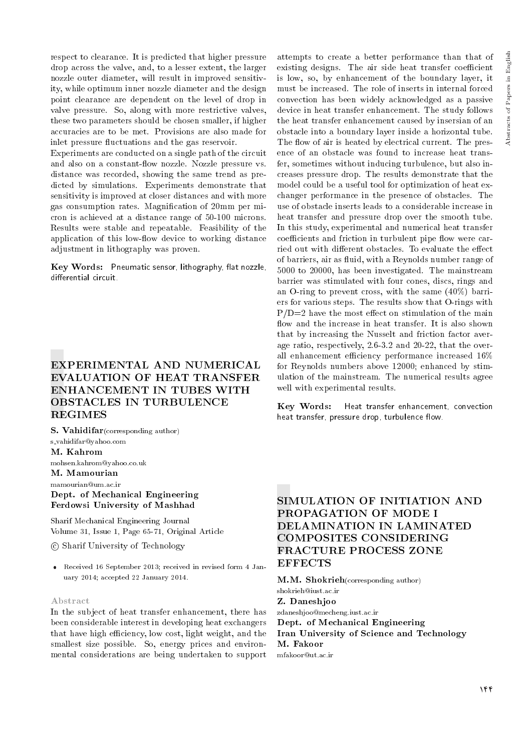respect to clearance. It is predicted that higher pressure drop across the valve, and, to a lesser extent, the larger nozzle outer diameter, will result in improved sensitivity, while optimum inner nozzle diameter and the design point clearance are dependent on the level of drop in valve pressure. So, along with more restrictive valves, these two parameters should be chosen smaller, if higher accuracies are to be met. Provisions are also made for inlet pressure fluctuations and the gas reservoir.

Experiments are conducted on a single path of the circuit and also on a constant-flow nozzle. Nozzle pressure vs. distance was recorded, showing the same trend as predicted by simulations. Experiments demonstrate that sensitivity is improved at closer distances and with more gas consumption rates. Magnification of 20mm per micron is achieved at a distance range of 50-100 microns. Results were stable and repeatable. Feasibility of the application of this low-flow device to working distance adjustment in lithography was proven.

**Key Words:** Pneumatic sensor, lithography, flat nozzle, differential circuit.

## EXPERIMENTAL AND NUMERICAL EVALUATION OF HEAT TRANSFER ENHANCEMENT IN TUBES WITH OBSTACLES IN TURBULENCE REGIMES

**S. Vahidifar** (corresponding author)
s_vahidifar@yahoo.com
**M. Kahrom**
mohsen.kahrom@yahoo.co.uk
**M. Mamourian**
mamourian@um.ac.ir
**Dept. of Mechanical Engineering**
**Ferdowsi University of Mashhad**

Sharif Mechanical Engineering Journal
Volume 31, Issue 1, Page 65-71, Original Article

© Sharif University of Technology

- Received 16 September 2013; received in revised form 4 January 2014; accepted 22 January 2014.

### Abstract

In the subject of heat transfer enhancement, there has been considerable interest in developing heat exchangers that have high efficiency, low cost, light weight, and the smallest size possible. So, energy prices and environmental considerations are being undertaken to support attempts to create a better performance than that of existing designs. The air side heat transfer coefficient is low, so, by enhancement of the boundary layer, it must be increased. The role of inserts in internal forced convection has been widely acknowledged as a passive device in heat transfer enhancement. The study follows the heat transfer enhancement caused by insersian of an obstacle into a boundary layer inside a horizontal tube. The flow of air is heated by electrical current. The presence of an obstacle was found to increase heat transfer, sometimes without inducing turbulence, but also increases pressure drop. The results demonstrate that the model could be a useful tool for optimization of heat exchanger performance in the presence of obstacles. The use of obstacle inserts leads to a considerable increase in heat transfer and pressure drop over the smooth tube. In this study, experimental and numerical heat transfer coefficients and friction in turbulent pipe flow were carried out with different obstacles. To evaluate the effect of barriers, air as fluid, with a Reynolds number range of 5000 to 20000, has been investigated. The mainstream barrier was stimulated with four cones, discs, rings and an O-ring to prevent cross, with the same (40%) barriers for various steps. The results show that O-rings with P/D=2 have the most effect on stimulation of the main flow and the increase in heat transfer. It is also shown that by increasing the Nusselt and friction factor average ratio, respectively, 2.6-3.2 and 20-22, that the overall enhancement efficiency performance increased 16% for Reynolds numbers above 12000; enhanced by stimulation of the mainstream. The numerical results agree well with experimental results.

**Key Words:** Heat transfer enhancement, convection heat transfer, pressure drop, turbulence flow.

## SIMULATION OF INITIATION AND PROPAGATION OF MODE I DELAMINATION IN LAMINATED COMPOSITES CONSIDERING FRACTURE PROCESS ZONE EFFECTS

**M.M. Shokrieh** (corresponding author)
shokrieh@iust.ac.ir
**Z. Daneshjoo**
zdaneshjoo@mecheng.iust.ac.ir
**Dept. of Mechanical Engineering**
**Iran University of Science and Technology**
**M. Fakoor**
mfakoor@ut.ac.ir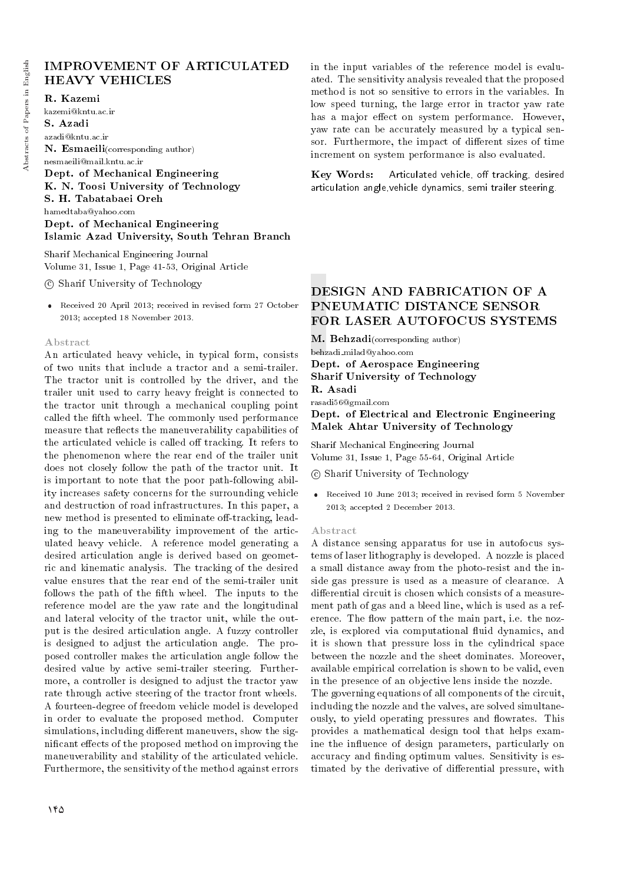# IMPROVEMENT OF ARTICULATED HEAVY VEHICLES

**R. Kazemi**
kazemi@kntu.ac.ir
**S. Azadi**
azadi@kntu.ac.ir
**N. Esmaeili**(corresponding author)
nesmaeili@mail.kntu.ac.ir
**Dept. of Mechanical Engineering**
**K. N. Toosi University of Technology**
**S. H. Tabatabaei Oreh**
hamedtaba@yahoo.com
**Dept. of Mechanical Engineering**
**Islamic Azad University, South Tehran Branch**

Sharif Mechanical Engineering Journal
Volume 31, Issue 1, Page 41-53, Original Article

© Sharif University of Technology

- Received 20 April 2013; received in revised form 27 October 2013; accepted 18 November 2013.

### Abstract

An articulated heavy vehicle, in typical form, consists of two units that include a tractor and a semi-trailer. The tractor unit is controlled by the driver, and the trailer unit used to carry heavy freight is connected to the tractor unit through a mechanical coupling point called the fifth wheel. The commonly used performance measure that reflects the maneuverability capabilities of the articulated vehicle is called off tracking. It refers to the phenomenon where the rear end of the trailer unit does not closely follow the path of the tractor unit. It is important to note that the poor path-following ability increases safety concerns for the surrounding vehicle and destruction of road infrastructures. In this paper, a new method is presented to eliminate off-tracking, leading to the maneuverability improvement of the articulated heavy vehicle. A reference model generating a desired articulation angle is derived based on geometric and kinematic analysis. The tracking of the desired value ensures that the rear end of the semi-trailer unit follows the path of the fifth wheel. The inputs to the reference model are the yaw rate and the longitudinal and lateral velocity of the tractor unit, while the output is the desired articulation angle. A fuzzy controller is designed to adjust the articulation angle. The proposed controller makes the articulation angle follow the desired value by active semi-trailer steering. Furthermore, a controller is designed to adjust the tractor yaw rate through active steering of the tractor front wheels. A fourteen-degree of freedom vehicle model is developed in order to evaluate the proposed method. Computer simulations, including different maneuvers, show the significant effects of the proposed method on improving the maneuverability and stability of the articulated vehicle. Furthermore, the sensitivity of the method against errors in the input variables of the reference model is evaluated. The sensitivity analysis revealed that the proposed method is not so sensitive to errors in the variables. In low speed turning, the large error in tractor yaw rate has a major effect on system performance. However, yaw rate can be accurately measured by a typical sensor. Furthermore, the impact of different sizes of time increment on system performance is also evaluated.

**Key Words:** Articulated vehicle, off tracking, desired articulation angle,vehicle dynamics, semi trailer steering.

# DESIGN AND FABRICATION OF A PNEUMATIC DISTANCE SENSOR FOR LASER AUTOFOCUS SYSTEMS

**M. Behzadi**(corresponding author)
behzadi_milad@yahoo.com
**Dept. of Aerospace Engineering**
**Sharif University of Technology**
**R. Asadi**
rasadi56@gmail.com
**Dept. of Electrical and Electronic Engineering**
**Malek Ahtar University of Technology**

Sharif Mechanical Engineering Journal
Volume 31, Issue 1, Page 55-64, Original Article

© Sharif University of Technology

- Received 10 June 2013; received in revised form 5 November 2013; accepted 2 December 2013.

### Abstract

A distance sensing apparatus for use in autofocus systems of laser lithography is developed. A nozzle is placed a small distance away from the photo-resist and the inside gas pressure is used as a measure of clearance. A differential circuit is chosen which consists of a measurement path of gas and a bleed line, which is used as a reference. The flow pattern of the main part, i.e. the nozzle, is explored via computational fluid dynamics, and it is shown that pressure loss in the cylindrical space between the nozzle and the sheet dominates. Moreover, available empirical correlation is shown to be valid, even in the presence of an objective lens inside the nozzle.

The governing equations of all components of the circuit, including the nozzle and the valves, are solved simultaneously, to yield operating pressures and flowrates. This provides a mathematical design tool that helps examine the influence of design parameters, particularly on accuracy and finding optimum values. Sensitivity is estimated by the derivative of differential pressure, with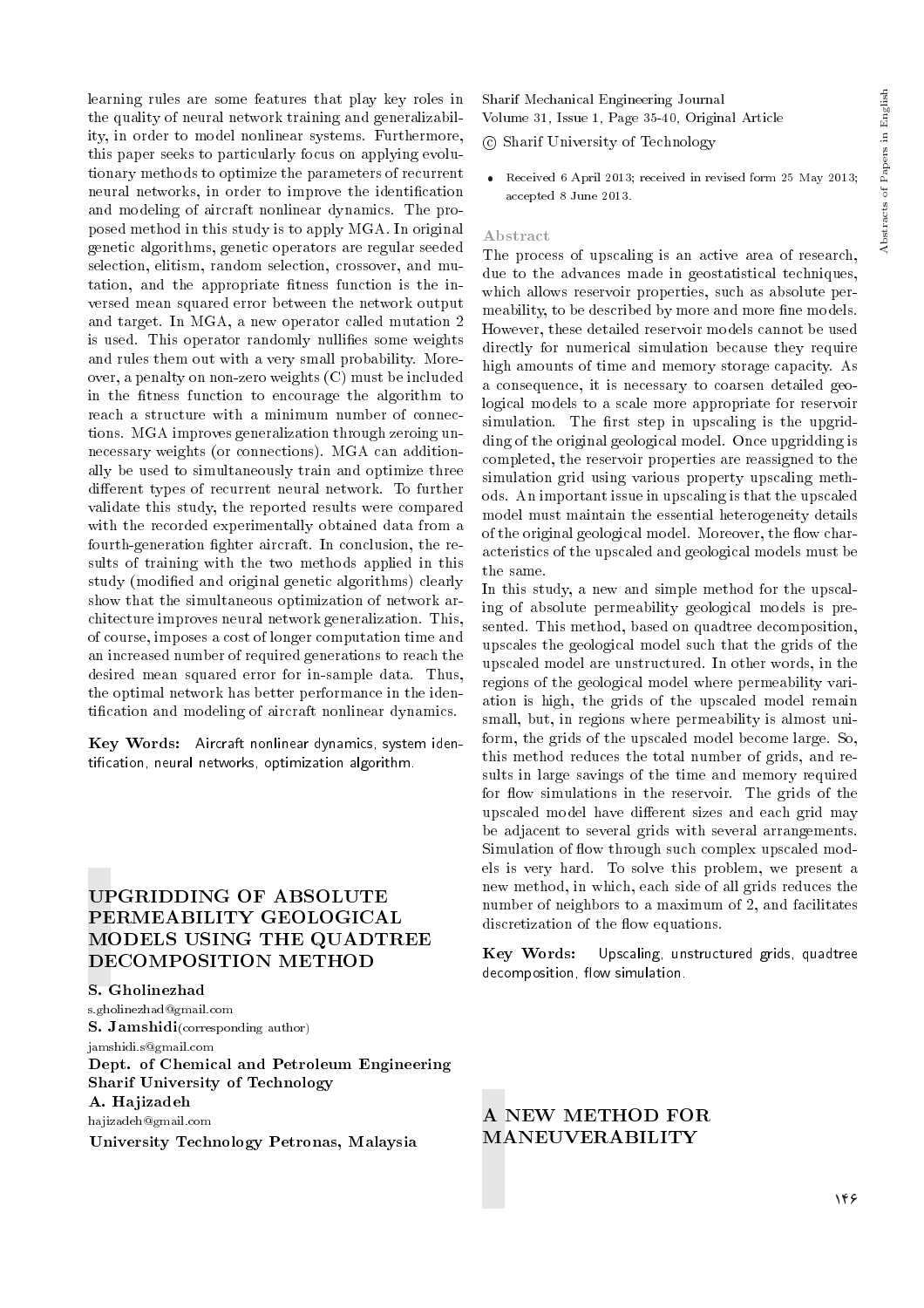learning rules are some features that play key roles in the quality of neural network training and generalizability, in order to model nonlinear systems. Furthermore, this paper seeks to particularly focus on applying evolutionary methods to optimize the parameters of recurrent neural networks, in order to improve the identification and modeling of aircraft nonlinear dynamics. The proposed method in this study is to apply MGA. In original genetic algorithms, genetic operators are regular seeded selection, elitism, random selection, crossover, and mutation, and the appropriate fitness function is the inversed mean squared error between the network output and target. In MGA, a new operator called mutation 2 is used. This operator randomly nullifies some weights and rules them out with a very small probability. Moreover, a penalty on non-zero weights (C) must be included in the fitness function to encourage the algorithm to reach a structure with a minimum number of connections. MGA improves generalization through zeroing unnecessary weights (or connections). MGA can additionally be used to simultaneously train and optimize three different types of recurrent neural network. To further validate this study, the reported results were compared with the recorded experimentally obtained data from a fourth-generation fighter aircraft. In conclusion, the results of training with the two methods applied in this study (modified and original genetic algorithms) clearly show that the simultaneous optimization of network architecture improves neural network generalization. This, of course, imposes a cost of longer computation time and an increased number of required generations to reach the desired mean squared error for in-sample data. Thus, the optimal network has better performance in the identification and modeling of aircraft nonlinear dynamics.

**Key Words:** Aircraft nonlinear dynamics, system identification, neural networks, optimization algorithm.

## UPGRIDDING OF ABSOLUTE PERMEABILITY GEOLOGICAL MODELS USING THE QUADTREE DECOMPOSITION METHOD

**S. Gholinezhad**
s.gholinezhad@gmail.com
**S. Jamshidi**(corresponding author)
jamshidi.s@gmail.com
**Dept. of Chemical and Petroleum Engineering**
**Sharif University of Technology**
**A. Hajizadeh**
hajizadeh@gmail.com
**University Technology Petronas, Malaysia**

Sharif Mechanical Engineering Journal
Volume 31, Issue 1, Page 35-40, Original Article
© Sharif University of Technology

- Received 6 April 2013; received in revised form 25 May 2013; accepted 8 June 2013.

### Abstract

The process of upscaling is an active area of research, due to the advances made in geostatistical techniques, which allows reservoir properties, such as absolute permeability, to be described by more and more fine models. However, these detailed reservoir models cannot be used directly for numerical simulation because they require high amounts of time and memory storage capacity. As a consequence, it is necessary to coarsen detailed geological models to a scale more appropriate for reservoir simulation. The first step in upscaling is the upgridding of the original geological model. Once upgridding is completed, the reservoir properties are reassigned to the simulation grid using various property upscaling methods. An important issue in upscaling is that the upscaled model must maintain the essential heterogeneity details of the original geological model. Moreover, the flow characteristics of the upscaled and geological models must be the same.

In this study, a new and simple method for the upscaling of absolute permeability geological models is presented. This method, based on quadtree decomposition, upscales the geological model such that the grids of the upscaled model are unstructured. In other words, in the regions of the geological model where permeability variation is high, the grids of the upscaled model remain small, but, in regions where permeability is almost uniform, the grids of the upscaled model become large. So, this method reduces the total number of grids, and results in large savings of the time and memory required for flow simulations in the reservoir. The grids of the upscaled model have different sizes and each grid may be adjacent to several grids with several arrangements. Simulation of flow through such complex upscaled models is very hard. To solve this problem, we present a new method, in which, each side of all grids reduces the number of neighbors to a maximum of 2, and facilitates discretization of the flow equations.

**Key Words:** Upscaling, unstructured grids, quadtree decomposition, flow simulation.

## A NEW METHOD FOR MANEUVERABILITY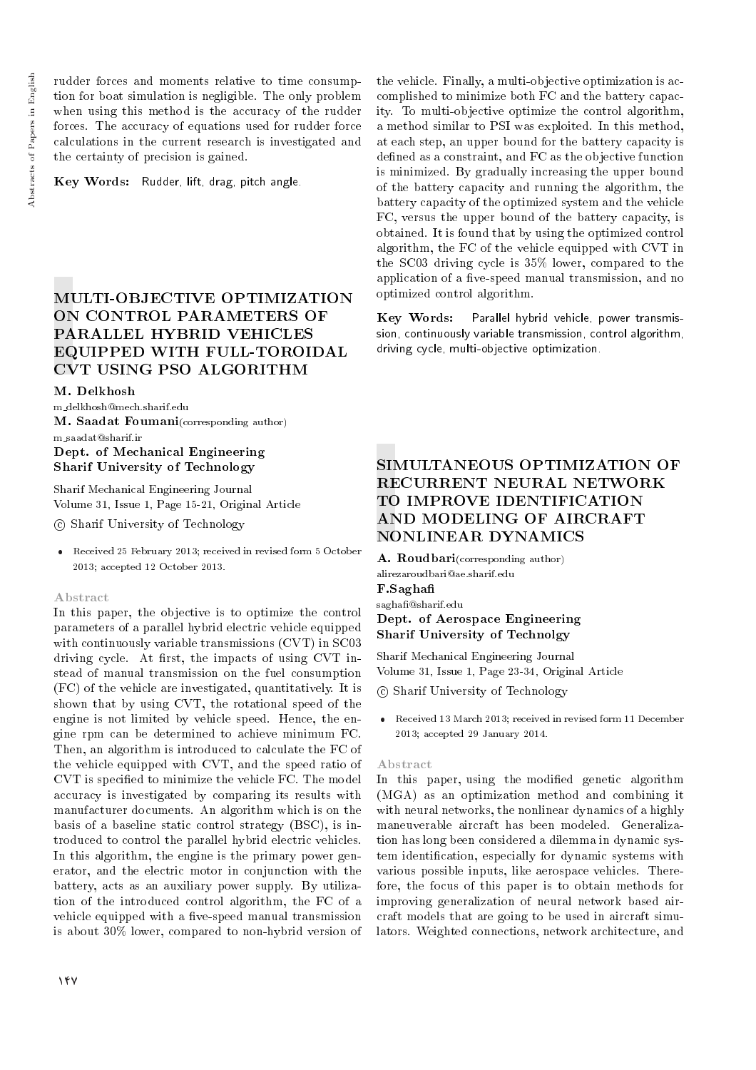rudder forces and moments relative to time consumption for boat simulation is negligible. The only problem when using this method is the accuracy of the rudder forces. The accuracy of equations used for rudder force calculations in the current research is investigated and the certainty of precision is gained.

**Key Words:** Rudder, lift, drag, pitch angle.

## MULTI-OBJECTIVE OPTIMIZATION ON CONTROL PARAMETERS OF PARALLEL HYBRID VEHICLES EQUIPPED WITH FULL-TOROIDAL CVT USING PSO ALGORITHM

**M. Delkhosh**
m_delkhosh@mech.sharif.edu
**M. Saadat Foumani**(corresponding author)
m_saadat@sharif.ir
**Dept. of Mechanical Engineering**
**Sharif University of Technology**

Sharif Mechanical Engineering Journal
Volume 31, Issue 1, Page 15-21, Original Article
© Sharif University of Technology

- Received 25 February 2013; received in revised form 5 October 2013; accepted 12 October 2013.

### Abstract

In this paper, the objective is to optimize the control parameters of a parallel hybrid electric vehicle equipped with continuously variable transmissions (CVT) in SC03 driving cycle. At first, the impacts of using CVT instead of manual transmission on the fuel consumption (FC) of the vehicle are investigated, quantitatively. It is shown that by using CVT, the rotational speed of the engine is not limited by vehicle speed. Hence, the engine rpm can be determined to achieve minimum FC. Then, an algorithm is introduced to calculate the FC of the vehicle equipped with CVT, and the speed ratio of CVT is specified to minimize the vehicle FC. The model accuracy is investigated by comparing its results with manufacturer documents. An algorithm which is on the basis of a baseline static control strategy (BSC), is introduced to control the parallel hybrid electric vehicles. In this algorithm, the engine is the primary power generator, and the electric motor in conjunction with the battery, acts as an auxiliary power supply. By utilization of the introduced control algorithm, the FC of a vehicle equipped with a five-speed manual transmission is about 30% lower, compared to non-hybrid version of the vehicle. Finally, a multi-objective optimization is accomplished to minimize both FC and the battery capacity. To multi-objective optimize the control algorithm, a method similar to PSI was exploited. In this method, at each step, an upper bound for the battery capacity is defined as a constraint, and FC as the objective function is minimized. By gradually increasing the upper bound of the battery capacity and running the algorithm, the battery capacity of the optimized system and the vehicle FC, versus the upper bound of the battery capacity, is obtained. It is found that by using the optimized control algorithm, the FC of the vehicle equipped with CVT in the SC03 driving cycle is 35% lower, compared to the application of a five-speed manual transmission, and no optimized control algorithm.

**Key Words:** Parallel hybrid vehicle, power transmission, continuously variable transmission, control algorithm, driving cycle, multi-objective optimization.

## SIMULTANEOUS OPTIMIZATION OF RECURRENT NEURAL NETWORK TO IMPROVE IDENTIFICATION AND MODELING OF AIRCRAFT NONLINEAR DYNAMICS

**A. Roudbari**(corresponding author)
alirezaroudbari@ae.sharif.edu
**F.Saghafi**
saghafi@sharif.edu
**Dept. of Aerospace Engineering**
**Sharif University of Technolgy**

Sharif Mechanical Engineering Journal
Volume 31, Issue 1, Page 23-34, Original Article
© Sharif University of Technology

- Received 13 March 2013; received in revised form 11 December 2013; accepted 29 January 2014.

### Abstract

In this paper, using the modified genetic algorithm (MGA) as an optimization method and combining it with neural networks, the nonlinear dynamics of a highly maneuverable aircraft has been modeled. Generalization has long been considered a dilemma in dynamic system identification, especially for dynamic systems with various possible inputs, like aerospace vehicles. Therefore, the focus of this paper is to obtain methods for improving generalization of neural network based aircraft models that are going to be used in aircraft simulators. Weighted connections, network architecture, and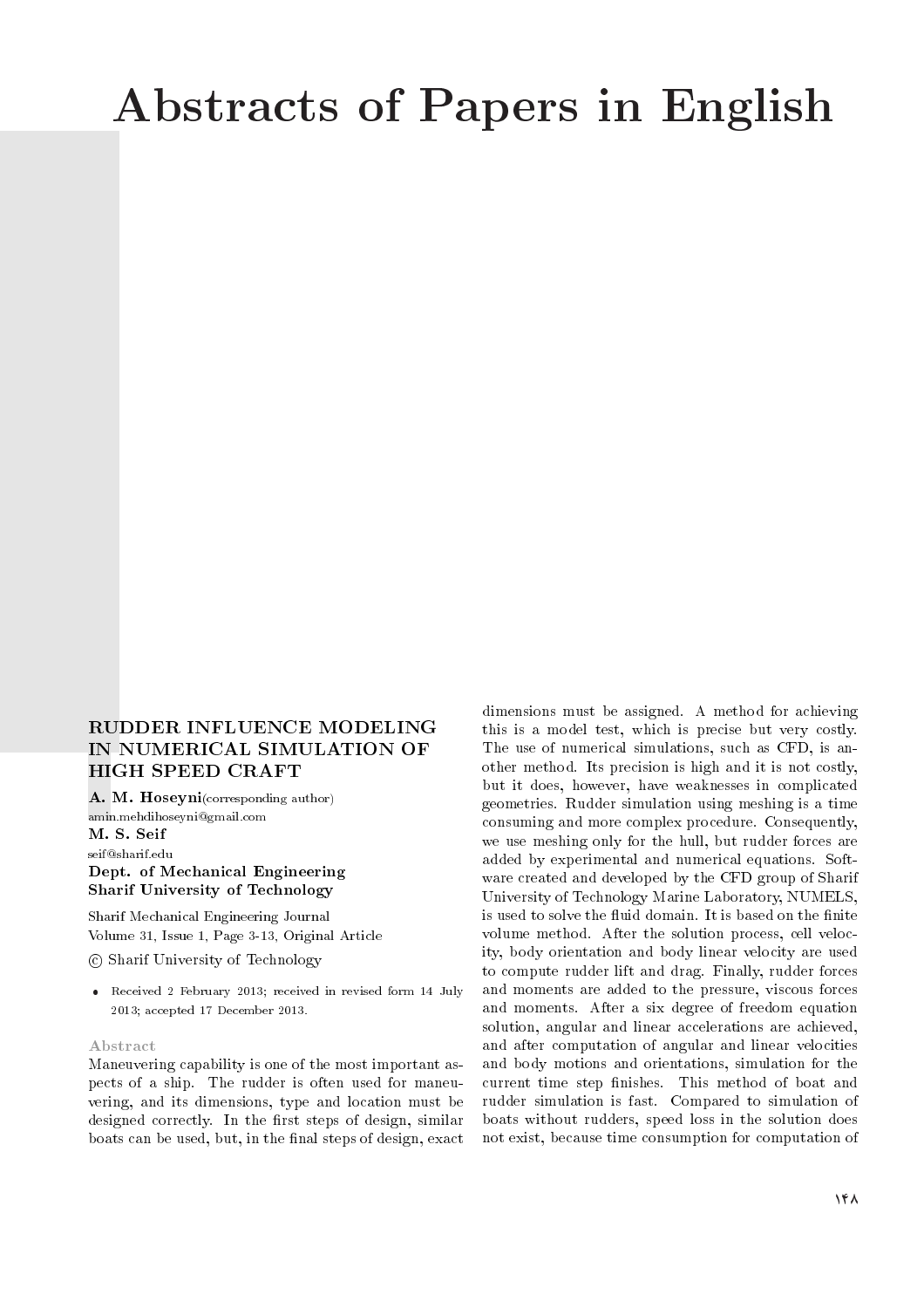# Abstracts of Papers in English

## RUDDER INFLUENCE MODELING IN NUMERICAL SIMULATION OF HIGH SPEED CRAFT

**A. M. Hoseyni**(corresponding author)
amin.mehdihoseyni@gmail.com
**M. S. Seif**
seif@sharif.edu
**Dept. of Mechanical Engineering**
**Sharif University of Technology**

Sharif Mechanical Engineering Journal
Volume 31, Issue 1, Page 3-13, Original Article
© Sharif University of Technology

- Received 2 February 2013; received in revised form 14 July 2013; accepted 17 December 2013.

### Abstract

Maneuvering capability is one of the most important aspects of a ship. The rudder is often used for maneuvering, and its dimensions, type and location must be designed correctly. In the first steps of design, similar boats can be used, but, in the final steps of design, exact dimensions must be assigned. A method for achieving this is a model test, which is precise but very costly. The use of numerical simulations, such as CFD, is another method. Its precision is high and it is not costly, but it does, however, have weaknesses in complicated geometries. Rudder simulation using meshing is a time consuming and more complex procedure. Consequently, we use meshing only for the hull, but rudder forces are added by experimental and numerical equations. Software created and developed by the CFD group of Sharif University of Technology Marine Laboratory, NUMELS, is used to solve the fluid domain. It is based on the finite volume method. After the solution process, cell velocity, body orientation and body linear velocity are used to compute rudder lift and drag. Finally, rudder forces and moments are added to the pressure, viscous forces and moments. After a six degree of freedom equation solution, angular and linear accelerations are achieved, and after computation of angular and linear velocities and body motions and orientations, simulation for the current time step finishes. This method of boat and rudder simulation is fast. Compared to simulation of boats without rudders, speed loss in the solution does not exist, because time consumption for computation of